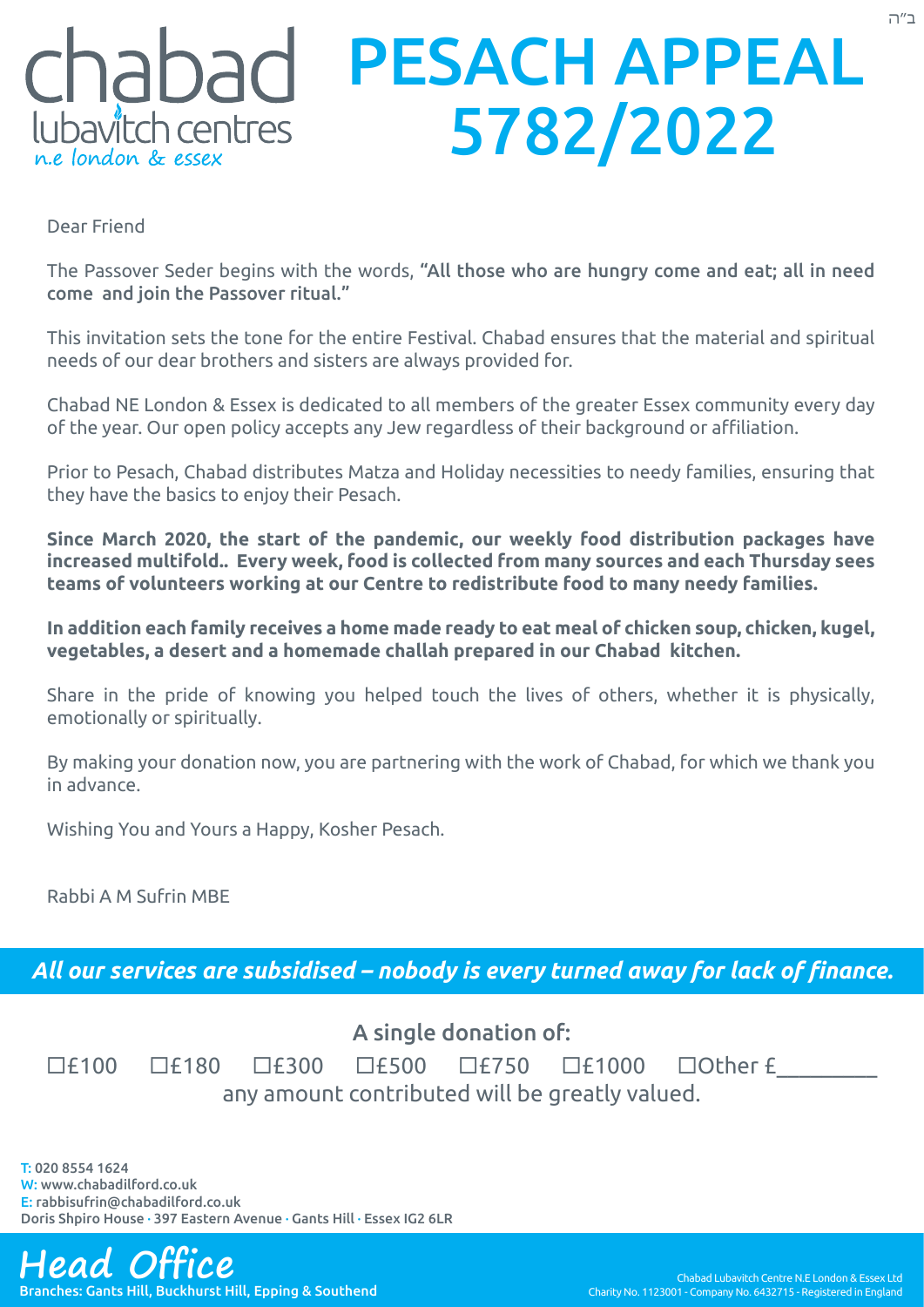ב"ה

chabad
lubavitch centres
n.e london & essex

# PESACH APPEAL 5782/2022

Dear Friend

The Passover Seder begins with the words, **"All those who are hungry come and eat; all in need come and join the Passover ritual."**

This invitation sets the tone for the entire Festival. Chabad ensures that the material and spiritual needs of our dear brothers and sisters are always provided for.

Chabad NE London & Essex is dedicated to all members of the greater Essex community every day of the year. Our open policy accepts any Jew regardless of their background or affiliation.

Prior to Pesach, Chabad distributes Matza and Holiday necessities to needy families, ensuring that they have the basics to enjoy their Pesach.

**Since March 2020, the start of the pandemic, our weekly food distribution packages have increased multifold.. Every week, food is collected from many sources and each Thursday sees teams of volunteers working at our Centre to redistribute food to many needy families.**

**In addition each family receives a home made ready to eat meal of chicken soup, chicken, kugel, vegetables, a desert and a homemade challah prepared in our Chabad kitchen.**

Share in the pride of knowing you helped touch the lives of others, whether it is physically, emotionally or spiritually.

By making your donation now, you are partnering with the work of Chabad, for which we thank you in advance.

Wishing You and Yours a Happy, Kosher Pesach.

Rabbi A M Sufrin MBE

***All our services are subsidised – nobody is every turned away for lack of finance.***

A single donation of:

☐£100 ☐£180 ☐£300 ☐£500 ☐£750 ☐£1000 ☐Other £________

any amount contributed will be greatly valued.

T: 020 8554 1624
W: www.chabadilford.co.uk
E: rabbisufrin@chabadilford.co.uk
Doris Shpiro House · 397 Eastern Avenue · Gants Hill · Essex IG2 6LR

**Head Office**
Branches: Gants Hill, Buckhurst Hill, Epping & Southend

Chabad Lubavitch Centre N.E London & Essex Ltd
Charity No. 1123001 - Company No. 6432715 - Registered in England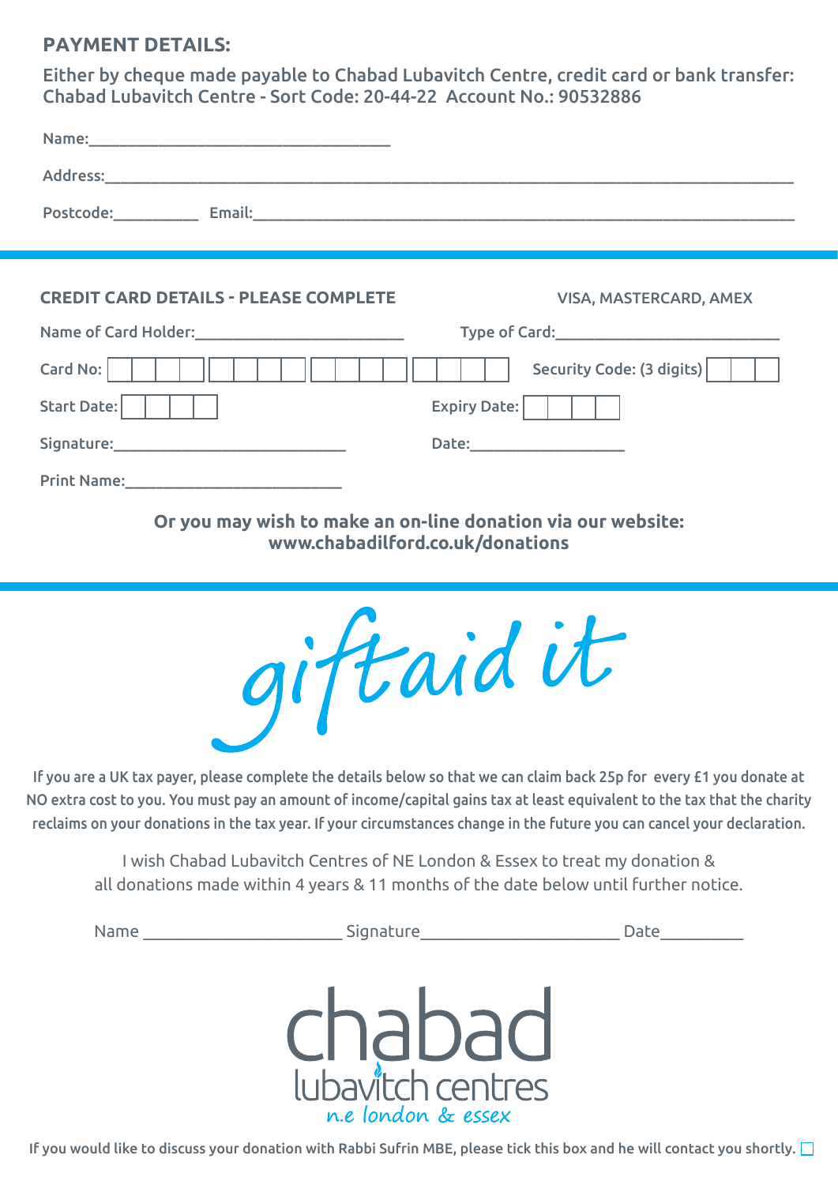## PAYMENT DETAILS:

Either by cheque made payable to Chabad Lubavitch Centre, credit card or bank transfer:
Chabad Lubavitch Centre - Sort Code: 20-44-22 Account No.: 90532886

Name:____________________________________

Address:______________________________________________________________________________

Postcode:__________ Email:_______________________________________________________________

### CREDIT CARD DETAILS - PLEASE COMPLETE

VISA, MASTERCARD, AMEX

Name of Card Holder:_________________________ Type of Card:___________________________

Card No: | | | | | | | | | | | | | | | | | Security Code: (3 digits) | | | |

Start Date: | | | | | Expiry Date: | | | | |

Signature:____________________________ Date:___________________

Print Name:__________________________

**Or you may wish to make an on-line donation via our website:**
**www.chabadilford.co.uk/donations**

*giftaid it*

If you are a UK tax payer, please complete the details below so that we can claim back 25p for every £1 you donate at NO extra cost to you. You must pay an amount of income/capital gains tax at least equivalent to the tax that the charity reclaims on your donations in the tax year. If your circumstances change in the future you can cancel your declaration.

I wish Chabad Lubavitch Centres of NE London & Essex to treat my donation & all donations made within 4 years & 11 months of the date below until further notice.

Name ______________________ Signature______________________ Date_________

chabad
lubavitch centres
n.e london & essex

If you would like to discuss your donation with Rabbi Sufrin MBE, please tick this box and he will contact you shortly. ☐